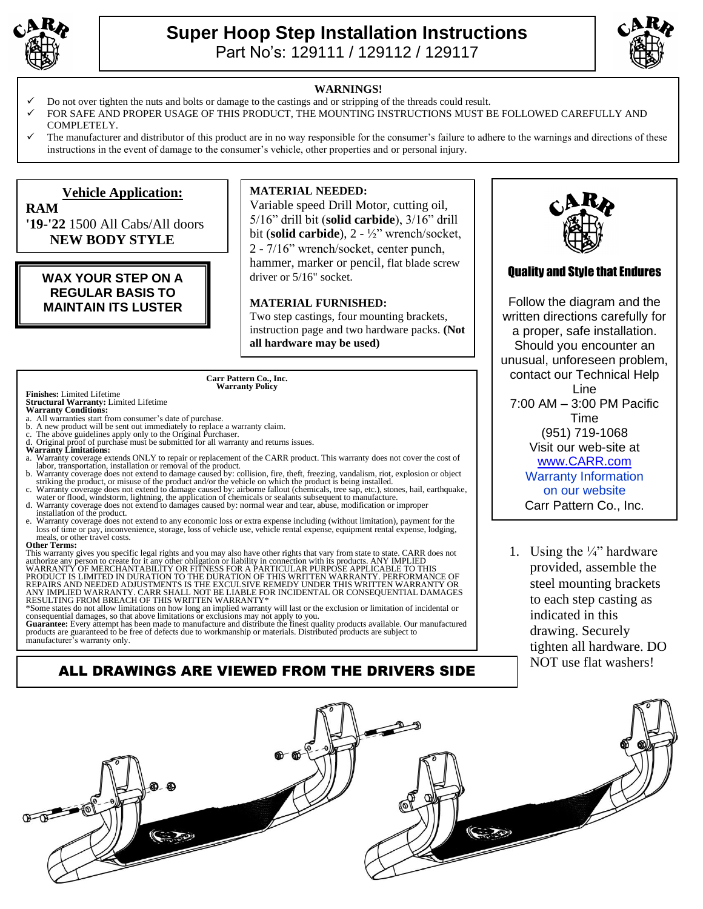# Super Hoop Step Installation Instructions

Part No's: 129111 / 129112 / 129117

**WARNINGS!**

- ✓ Do not over tighten the nuts and bolts or damage to the castings and or stripping of the threads could result.
- ✓ FOR SAFE AND PROPER USAGE OF THIS PRODUCT, THE MOUNTING INSTRUCTIONS MUST BE FOLLOWED CAREFULLY AND COMPLETELY.
- ✓ The manufacturer and distributor of this product are in no way responsible for the consumer's failure to adhere to the warnings and directions of these instructions in the event of damage to the consumer's vehicle, other properties and or personal injury.

## Vehicle Application:

**RAM**
**'19-'22** 1500 All Cabs/All doors
**NEW BODY STYLE**

**WAX YOUR STEP ON A REGULAR BASIS TO MAINTAIN ITS LUSTER**

**MATERIAL NEEDED:**
Variable speed Drill Motor, cutting oil, 5/16" drill bit (**solid carbide**), 3/16" drill bit (**solid carbide**), 2 - ½" wrench/socket, 2 - 7/16" wrench/socket, center punch, hammer, marker or pencil, flat blade screw driver or 5/16" socket.

**MATERIAL FURNISHED:**
Two step castings, four mounting brackets, instruction page and two hardware packs. **(Not all hardware may be used)**

**Quality and Style that Endures**

Follow the diagram and the written directions carefully for a proper, safe installation. Should you encounter an unusual, unforeseen problem, contact our Technical Help Line
7:00 AM – 3:00 PM Pacific Time
(951) 719-1068
Visit our web-site at
www.CARR.com
Warranty Information on our website
Carr Pattern Co., Inc.

**Carr Pattern Co., Inc.**
**Warranty Policy**

**Finishes:** Limited Lifetime
**Structural Warranty:** Limited Lifetime
**Warranty Conditions:**

a. All warranties start from consumer's date of purchase.
b. A new product will be sent out immediately to replace a warranty claim.
c. The above guidelines apply only to the Original Purchaser.
d. Original proof of purchase must be submitted for all warranty and returns issues.

**Warranty Limitations:**

a. Warranty coverage extends ONLY to repair or replacement of the CARR product. This warranty does not cover the cost of labor, transportation, installation or removal of the product.
b. Warranty coverage does not extend to damage caused by: collision, fire, theft, freezing, vandalism, riot, explosion or object striking the product, or misuse of the product and/or the vehicle on which the product is being installed.
c. Warranty coverage does not extend to damage caused by: airborne fallout (chemicals, tree sap, etc.), stones, hail, earthquake, water or flood, windstorm, lightning, the application of chemicals or sealants subsequent to manufacture.
d. Warranty coverage does not extend to damages caused by: normal wear and tear, abuse, modification or improper installation of the product.
e. Warranty coverage does not extend to any economic loss or extra expense including (without limitation), payment for the loss of time or pay, inconvenience, storage, loss of vehicle use, vehicle rental expense, equipment rental expense, lodging, meals, or other travel costs.

**Other Terms:**
This warranty gives you specific legal rights and you may also have other rights that vary from state to state. CARR does not authorize any person to create for it any other obligation or liability in connection with its products. ANY IMPLIED WARRANTY OF MERCHANTABILITY OR FITNESS FOR A PARTICULAR PURPOSE APPLICABLE TO THIS PRODUCT IS LIMITED IN DURATION TO THE DURATION OF THIS WRITTEN WARRANTY. PERFORMANCE OF REPAIRS AND NEEDED ADJUSTMENTS IS THE EXCULSIVE REMEDY UNDER THIS WRITTEN WARRANTY OR ANY IMPLIED WARRANTY. CARR SHALL NOT BE LIABLE FOR INCIDENTAL OR CONSEQUENTIAL DAMAGES RESULTING FROM BREACH OF THIS WRITTEN WARRANTY*
*Some states do not allow limitations on how long an implied warranty will last or the exclusion or limitation of incidental or consequential damages, so that above limitations or exclusions may not apply to you.
**Guarantee:** Every attempt has been made to manufacture and distribute the finest quality products available. Our manufactured products are guaranteed to be free of defects due to workmanship or materials. Distributed products are subject to manufacturer's warranty only.

**ALL DRAWINGS ARE VIEWED FROM THE DRIVERS SIDE**

1. Using the ¼" hardware provided, assemble the steel mounting brackets to each step casting as indicated in this drawing. Securely tighten all hardware. DO NOT use flat washers!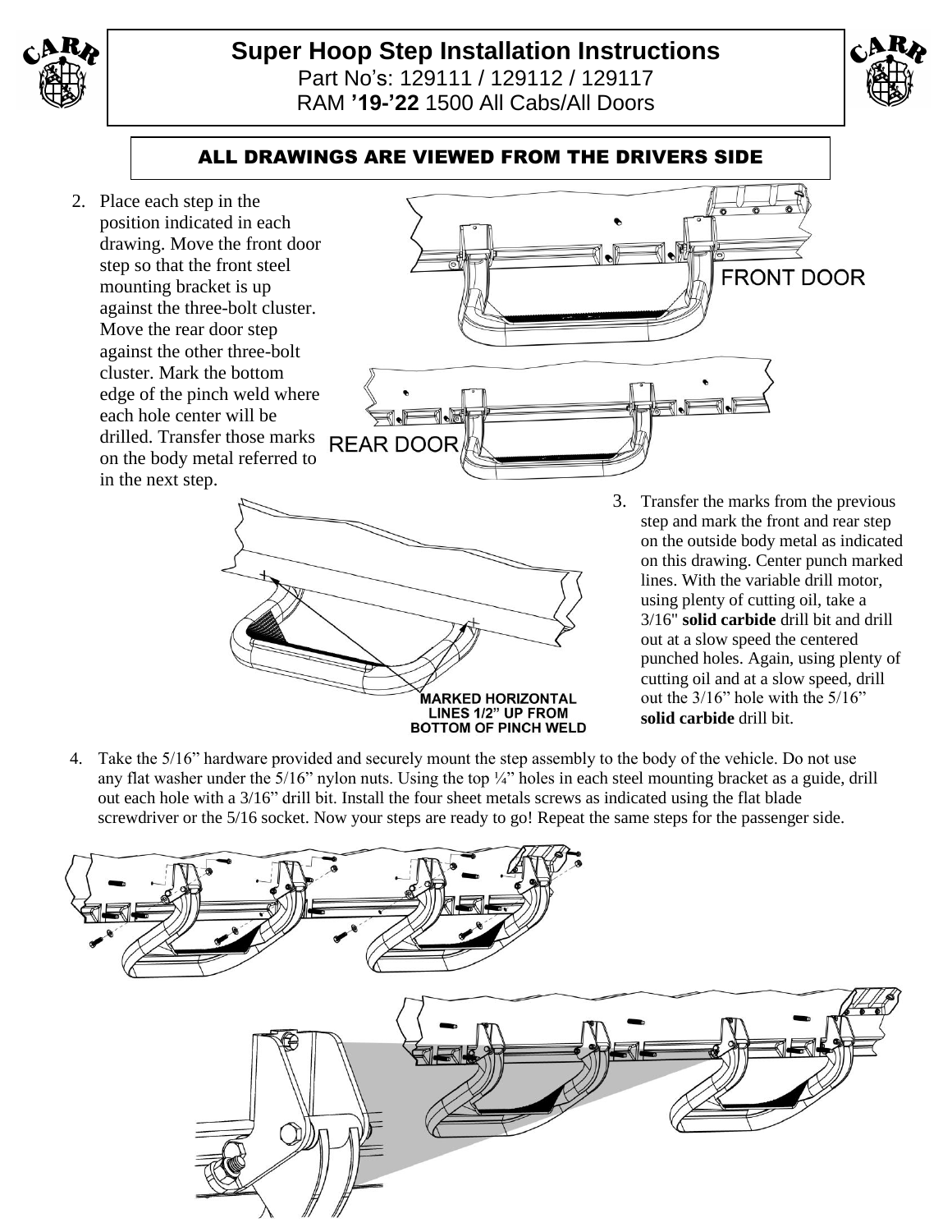# Super Hoop Step Installation Instructions

Part No's: 129111 / 129112 / 129117

RAM **'19-'22** 1500 All Cabs/All Doors

## ALL DRAWINGS ARE VIEWED FROM THE DRIVERS SIDE

2. Place each step in the position indicated in each drawing. Move the front door step so that the front steel mounting bracket is up against the three-bolt cluster. Move the rear door step against the other three-bolt cluster. Mark the bottom edge of the pinch weld where each hole center will be drilled. Transfer those marks on the body metal referred to in the next step.

FRONT DOOR

REAR DOOR

MARKED HORIZONTAL LINES 1/2" UP FROM BOTTOM OF PINCH WELD

3. Transfer the marks from the previous step and mark the front and rear step on the outside body metal as indicated on this drawing. Center punch marked lines. With the variable drill motor, using plenty of cutting oil, take a 3/16" **solid carbide** drill bit and drill out at a slow speed the centered punched holes. Again, using plenty of cutting oil and at a slow speed, drill out the 3/16" hole with the 5/16" **solid carbide** drill bit.

4. Take the 5/16" hardware provided and securely mount the step assembly to the body of the vehicle. Do not use any flat washer under the 5/16" nylon nuts. Using the top ¼" holes in each steel mounting bracket as a guide, drill out each hole with a 3/16" drill bit. Install the four sheet metals screws as indicated using the flat blade screwdriver or the 5/16 socket. Now your steps are ready to go! Repeat the same steps for the passenger side.